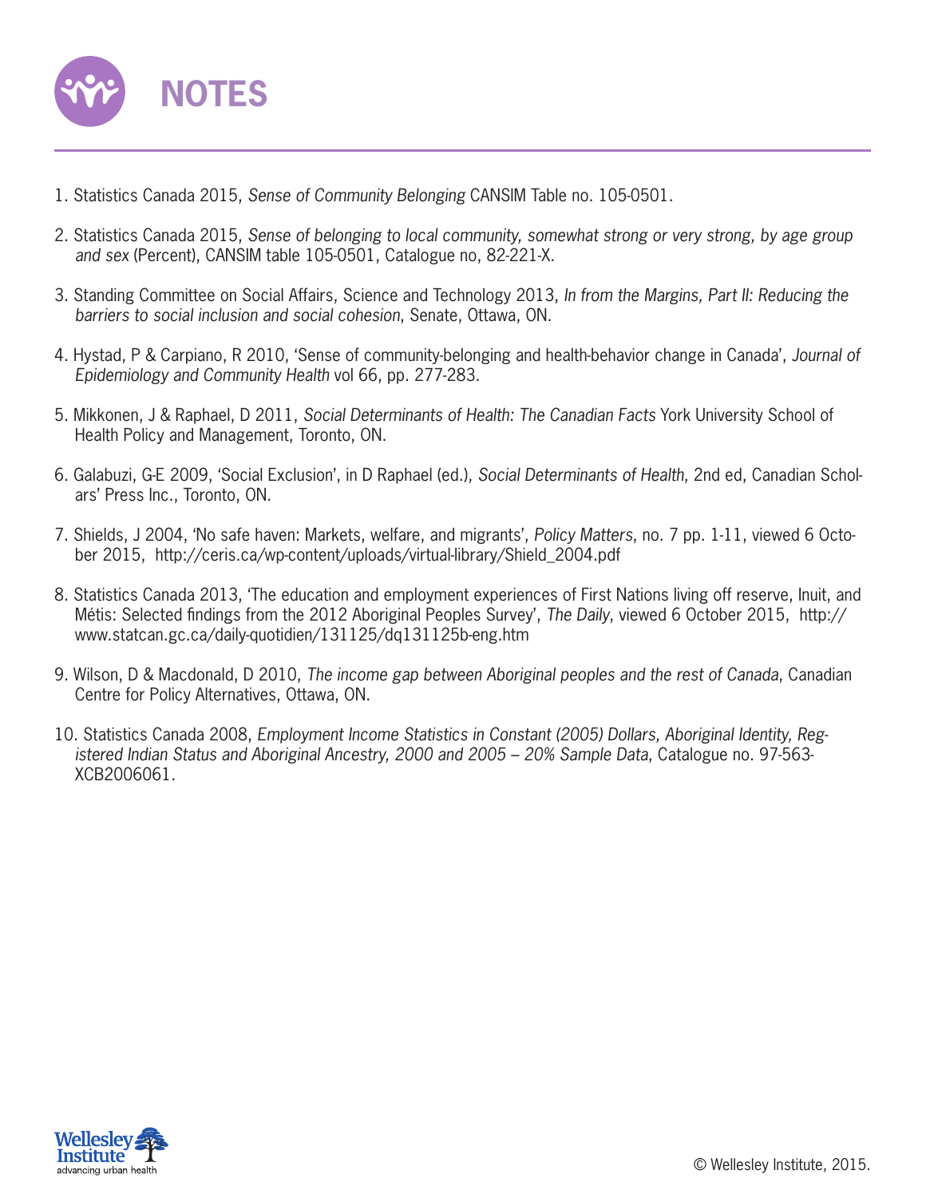# NOTES

1. Statistics Canada 2015, *Sense of Community Belonging* CANSIM Table no. 105-0501.
2. Statistics Canada 2015, *Sense of belonging to local community, somewhat strong or very strong, by age group and sex* (Percent), CANSIM table 105-0501, Catalogue no, 82-221-X.
3. Standing Committee on Social Affairs, Science and Technology 2013, *In from the Margins, Part II: Reducing the barriers to social inclusion and social cohesion*, Senate, Ottawa, ON.
4. Hystad, P & Carpiano, R 2010, 'Sense of community-belonging and health-behavior change in Canada', *Journal of Epidemiology and Community Health* vol 66, pp. 277-283.
5. Mikkonen, J & Raphael, D 2011, *Social Determinants of Health: The Canadian Facts* York University School of Health Policy and Management, Toronto, ON.
6. Galabuzi, G-E 2009, 'Social Exclusion', in D Raphael (ed.), *Social Determinants of Health*, 2nd ed, Canadian Scholars' Press Inc., Toronto, ON.
7. Shields, J 2004, 'No safe haven: Markets, welfare, and migrants', *Policy Matters*, no. 7 pp. 1-11, viewed 6 October 2015, http://ceris.ca/wp-content/uploads/virtual-library/Shield_2004.pdf
8. Statistics Canada 2013, 'The education and employment experiences of First Nations living off reserve, Inuit, and Métis: Selected findings from the 2012 Aboriginal Peoples Survey', *The Daily*, viewed 6 October 2015, http://www.statcan.gc.ca/daily-quotidien/131125/dq131125b-eng.htm
9. Wilson, D & Macdonald, D 2010, *The income gap between Aboriginal peoples and the rest of Canada*, Canadian Centre for Policy Alternatives, Ottawa, ON.
10. Statistics Canada 2008, *Employment Income Statistics in Constant (2005) Dollars, Aboriginal Identity, Registered Indian Status and Aboriginal Ancestry, 2000 and 2005 – 20% Sample Data*, Catalogue no. 97-563-XCB2006061.

© Wellesley Institute, 2015.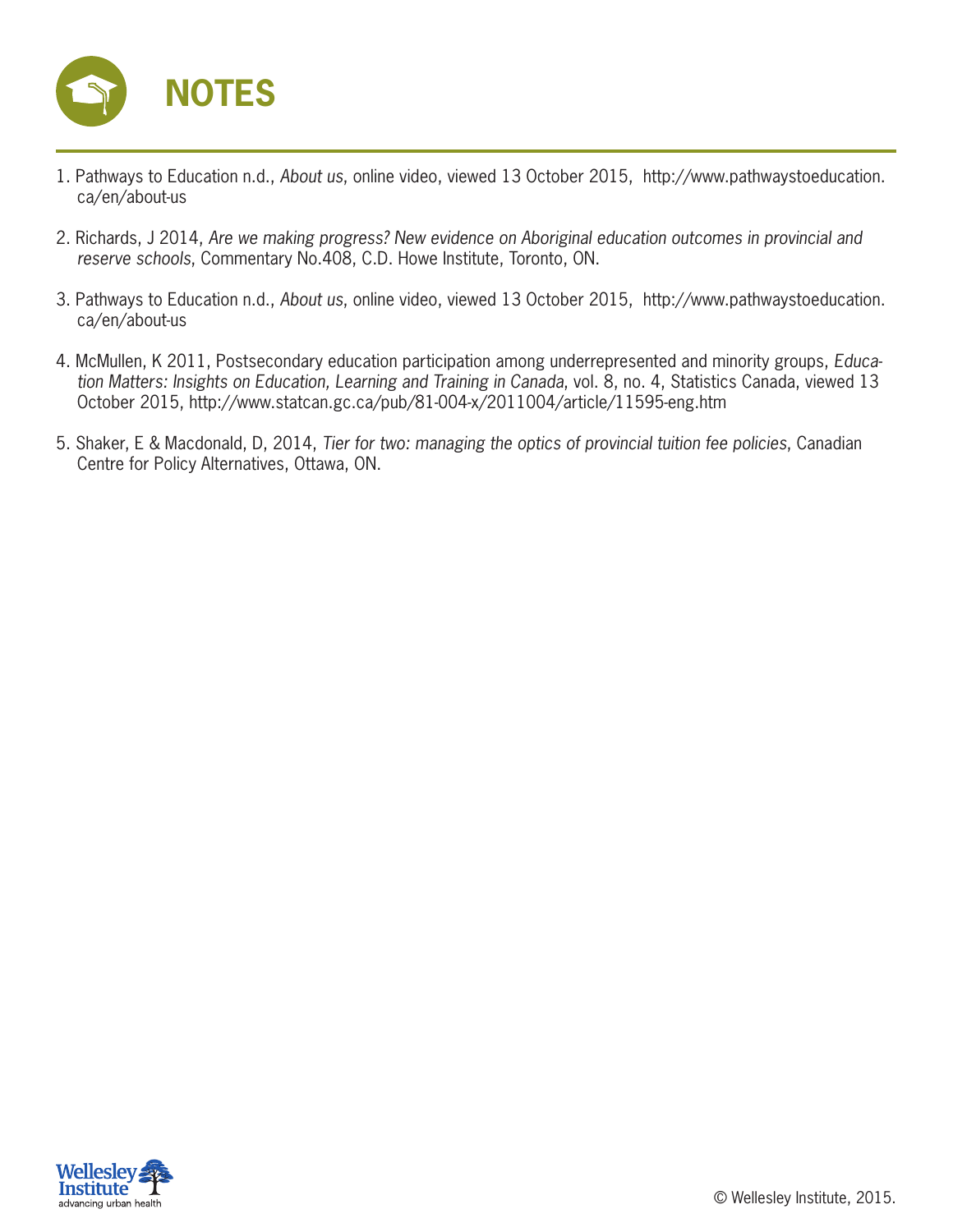# NOTES

1. Pathways to Education n.d., *About us*, online video, viewed 13 October 2015, http://www.pathwaystoeducation.ca/en/about-us

2. Richards, J 2014, *Are we making progress? New evidence on Aboriginal education outcomes in provincial and reserve schools*, Commentary No.408, C.D. Howe Institute, Toronto, ON.

3. Pathways to Education n.d., *About us*, online video, viewed 13 October 2015, http://www.pathwaystoeducation.ca/en/about-us

4. McMullen, K 2011, Postsecondary education participation among underrepresented and minority groups, *Education Matters: Insights on Education, Learning and Training in Canada*, vol. 8, no. 4, Statistics Canada, viewed 13 October 2015, http://www.statcan.gc.ca/pub/81-004-x/2011004/article/11595-eng.htm

5. Shaker, E & Macdonald, D, 2014, *Tier for two: managing the optics of provincial tuition fee policies*, Canadian Centre for Policy Alternatives, Ottawa, ON.

Wellesley Institute
advancing urban health

© Wellesley Institute, 2015.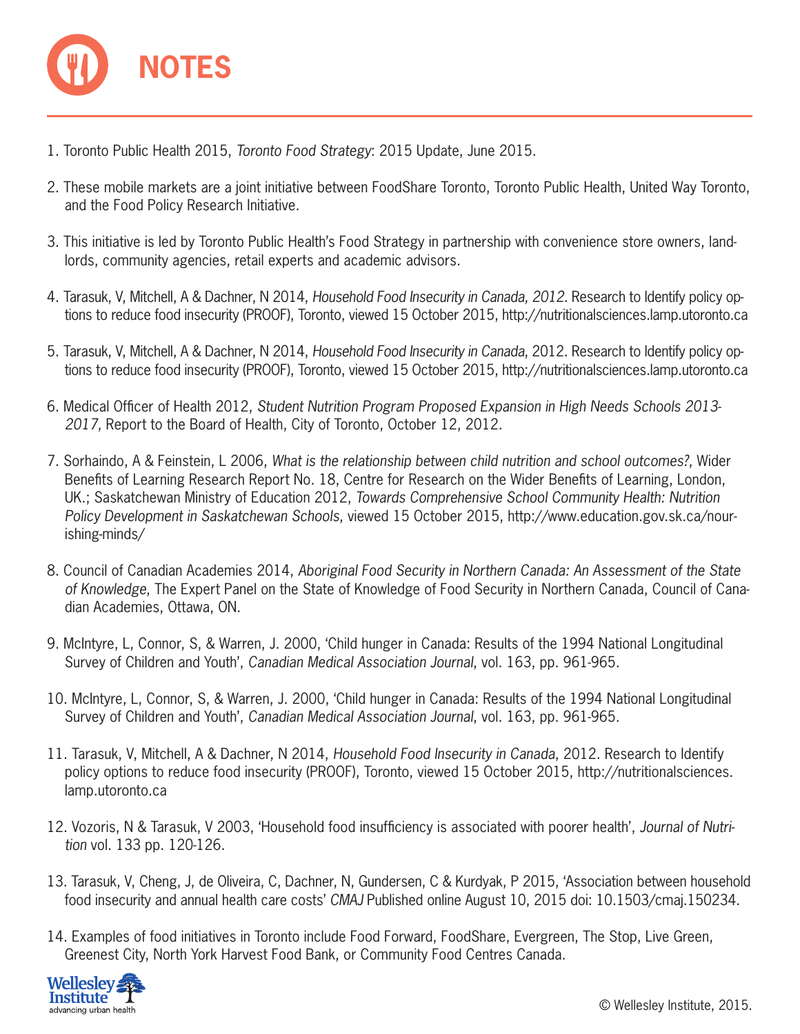# NOTES

1. Toronto Public Health 2015, *Toronto Food Strategy*: 2015 Update, June 2015.

2. These mobile markets are a joint initiative between FoodShare Toronto, Toronto Public Health, United Way Toronto, and the Food Policy Research Initiative.

3. This initiative is led by Toronto Public Health's Food Strategy in partnership with convenience store owners, landlords, community agencies, retail experts and academic advisors.

4. Tarasuk, V, Mitchell, A & Dachner, N 2014, *Household Food Insecurity in Canada, 2012*. Research to Identify policy options to reduce food insecurity (PROOF), Toronto, viewed 15 October 2015, http://nutritionalsciences.lamp.utoronto.ca

5. Tarasuk, V, Mitchell, A & Dachner, N 2014, *Household Food Insecurity in Canada*, 2012. Research to Identify policy options to reduce food insecurity (PROOF), Toronto, viewed 15 October 2015, http://nutritionalsciences.lamp.utoronto.ca

6. Medical Officer of Health 2012, *Student Nutrition Program Proposed Expansion in High Needs Schools 2013-2017*, Report to the Board of Health, City of Toronto, October 12, 2012.

7. Sorhaindo, A & Feinstein, L 2006, *What is the relationship between child nutrition and school outcomes?*, Wider Benefits of Learning Research Report No. 18, Centre for Research on the Wider Benefits of Learning, London, UK.; Saskatchewan Ministry of Education 2012, *Towards Comprehensive School Community Health: Nutrition Policy Development in Saskatchewan Schools*, viewed 15 October 2015, http://www.education.gov.sk.ca/nourishing-minds/

8. Council of Canadian Academies 2014, *Aboriginal Food Security in Northern Canada: An Assessment of the State of Knowledge*, The Expert Panel on the State of Knowledge of Food Security in Northern Canada, Council of Canadian Academies, Ottawa, ON.

9. McIntyre, L, Connor, S, & Warren, J. 2000, 'Child hunger in Canada: Results of the 1994 National Longitudinal Survey of Children and Youth', *Canadian Medical Association Journal*, vol. 163, pp. 961-965.

10. McIntyre, L, Connor, S, & Warren, J. 2000, 'Child hunger in Canada: Results of the 1994 National Longitudinal Survey of Children and Youth', *Canadian Medical Association Journal*, vol. 163, pp. 961-965.

11. Tarasuk, V, Mitchell, A & Dachner, N 2014, *Household Food Insecurity in Canada*, 2012. Research to Identify policy options to reduce food insecurity (PROOF), Toronto, viewed 15 October 2015, http://nutritionalsciences.lamp.utoronto.ca

12. Vozoris, N & Tarasuk, V 2003, 'Household food insufficiency is associated with poorer health', *Journal of Nutrition* vol. 133 pp. 120-126.

13. Tarasuk, V, Cheng, J, de Oliveira, C, Dachner, N, Gundersen, C & Kurdyak, P 2015, 'Association between household food insecurity and annual health care costs' *CMAJ* Published online August 10, 2015 doi: 10.1503/cmaj.150234.

14. Examples of food initiatives in Toronto include Food Forward, FoodShare, Evergreen, The Stop, Live Green, Greenest City, North York Harvest Food Bank, or Community Food Centres Canada.

© Wellesley Institute, 2015.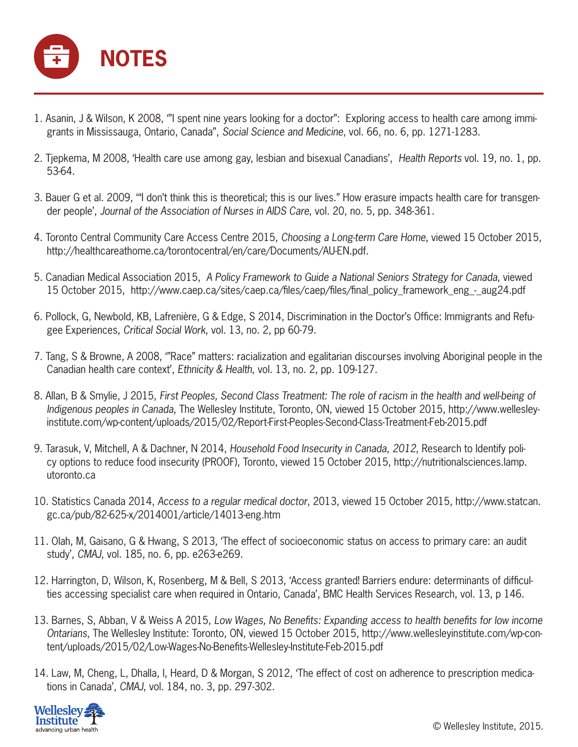# NOTES

1. Asanin, J & Wilson, K 2008, '"I spent nine years looking for a doctor": Exploring access to health care among immigrants in Mississauga, Ontario, Canada", *Social Science and Medicine*, vol. 66, no. 6, pp. 1271-1283.

2. Tjepkema, M 2008, 'Health care use among gay, lesbian and bisexual Canadians', *Health Reports* vol. 19, no. 1, pp. 53-64.

3. Bauer G et al. 2009, '"I don't think this is theoretical; this is our lives." How erasure impacts health care for transgender people', *Journal of the Association of Nurses in AIDS Care*, vol. 20, no. 5, pp. 348-361.

4. Toronto Central Community Care Access Centre 2015, *Choosing a Long-term Care Home*, viewed 15 October 2015, http://healthcareathome.ca/torontocentral/en/care/Documents/AU-EN.pdf.

5. Canadian Medical Association 2015, *A Policy Framework to Guide a National Seniors Strategy for Canada*, viewed 15 October 2015, http://www.caep.ca/sites/caep.ca/files/caep/files/final_policy_framework_eng_-_aug24.pdf

6. Pollock, G, Newbold, KB, Lafrenière, G & Edge, S 2014, Discrimination in the Doctor's Office: Immigrants and Refugee Experiences, *Critical Social Work*, vol. 13, no. 2, pp 60-79.

7. Tang, S & Browne, A 2008, '"Race" matters: racialization and egalitarian discourses involving Aboriginal people in the Canadian health care context', *Ethnicity & Health*, vol. 13, no. 2, pp. 109-127.

8. Allan, B & Smylie, J 2015, *First Peoples, Second Class Treatment: The role of racism in the health and well-being of Indigenous peoples in Canada*, The Wellesley Institute, Toronto, ON, viewed 15 October 2015, http://www.wellesleyinstitute.com/wp-content/uploads/2015/02/Report-First-Peoples-Second-Class-Treatment-Feb-2015.pdf

9. Tarasuk, V, Mitchell, A & Dachner, N 2014, *Household Food Insecurity in Canada, 2012*, Research to Identify policy options to reduce food insecurity (PROOF), Toronto, viewed 15 October 2015, http://nutritionalsciences.lamp.utoronto.ca

10. Statistics Canada 2014, *Access to a regular medical doctor*, 2013, viewed 15 October 2015, http://www.statcan.gc.ca/pub/82-625-x/2014001/article/14013-eng.htm

11. Olah, M, Gaisano, G & Hwang, S 2013, 'The effect of socioeconomic status on access to primary care: an audit study', *CMAJ*, vol. 185, no. 6, pp. e263-e269.

12. Harrington, D, Wilson, K, Rosenberg, M & Bell, S 2013, 'Access granted! Barriers endure: determinants of difficulties accessing specialist care when required in Ontario, Canada', BMC Health Services Research, vol. 13, p 146.

13. Barnes, S, Abban, V & Weiss A 2015, *Low Wages, No Benefits: Expanding access to health benefits for low income Ontarians*, The Wellesley Institute: Toronto, ON, viewed 15 October 2015, http://www.wellesleyinstitute.com/wp-content/uploads/2015/02/Low-Wages-No-Benefits-Wellesley-Institute-Feb-2015.pdf

14. Law, M, Cheng, L, Dhalla, I, Heard, D & Morgan, S 2012, 'The effect of cost on adherence to prescription medications in Canada', *CMAJ*, vol. 184, no. 3, pp. 297-302.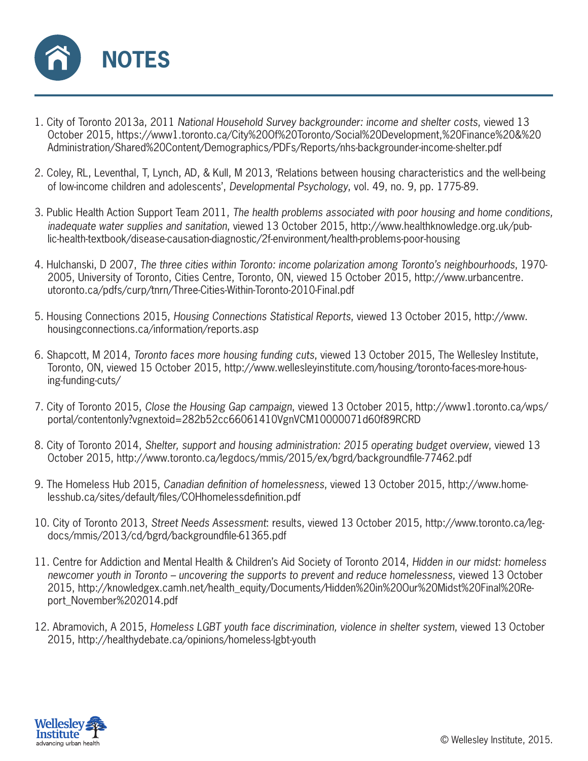# NOTES

1. City of Toronto 2013a, 2011 *National Household Survey backgrounder: income and shelter costs*, viewed 13 October 2015, https://www1.toronto.ca/City%20Of%20Toronto/Social%20Development,%20Finance%20&%20Administration/Shared%20Content/Demographics/PDFs/Reports/nhs-backgrounder-income-shelter.pdf

2. Coley, RL, Leventhal, T, Lynch, AD, & Kull, M 2013, 'Relations between housing characteristics and the well-being of low-income children and adolescents', *Developmental Psychology*, vol. 49, no. 9, pp. 1775-89.

3. Public Health Action Support Team 2011, *The health problems associated with poor housing and home conditions, inadequate water supplies and sanitation*, viewed 13 October 2015, http://www.healthknowledge.org.uk/public-health-textbook/disease-causation-diagnostic/2f-environment/health-problems-poor-housing

4. Hulchanski, D 2007, *The three cities within Toronto: income polarization among Toronto's neighbourhoods*, 1970-2005, University of Toronto, Cities Centre, Toronto, ON, viewed 15 October 2015, http://www.urbancentre.utoronto.ca/pdfs/curp/tnrn/Three-Cities-Within-Toronto-2010-Final.pdf

5. Housing Connections 2015, *Housing Connections Statistical Reports*, viewed 13 October 2015, http://www.housingconnections.ca/information/reports.asp

6. Shapcott, M 2014, *Toronto faces more housing funding cuts*, viewed 13 October 2015, The Wellesley Institute, Toronto, ON, viewed 15 October 2015, http://www.wellesleyinstitute.com/housing/toronto-faces-more-housing-funding-cuts/

7. City of Toronto 2015, *Close the Housing Gap campaign*, viewed 13 October 2015, http://www1.toronto.ca/wps/portal/contentonly?vgnextoid=282b52cc66061410VgnVCM10000071d60f89RCRD

8. City of Toronto 2014, *Shelter, support and housing administration: 2015 operating budget overview*, viewed 13 October 2015, http://www.toronto.ca/legdocs/mmis/2015/ex/bgrd/backgroundfile-77462.pdf

9. The Homeless Hub 2015, *Canadian definition of homelessness*, viewed 13 October 2015, http://www.homelesshub.ca/sites/default/files/COHhomelessdefinition.pdf

10. City of Toronto 2013, *Street Needs Assessment*: results, viewed 13 October 2015, http://www.toronto.ca/legdocs/mmis/2013/cd/bgrd/backgroundfile-61365.pdf

11. Centre for Addiction and Mental Health & Children's Aid Society of Toronto 2014, *Hidden in our midst: homeless newcomer youth in Toronto – uncovering the supports to prevent and reduce homelessness*, viewed 13 October 2015, http://knowledgex.camh.net/health_equity/Documents/Hidden%20in%20Our%20Midst%20Final%20Report_November%202014.pdf

12. Abramovich, A 2015, *Homeless LGBT youth face discrimination, violence in shelter system*, viewed 13 October 2015, http://healthydebate.ca/opinions/homeless-lgbt-youth

Wellesley Institute
advancing urban health

© Wellesley Institute, 2015.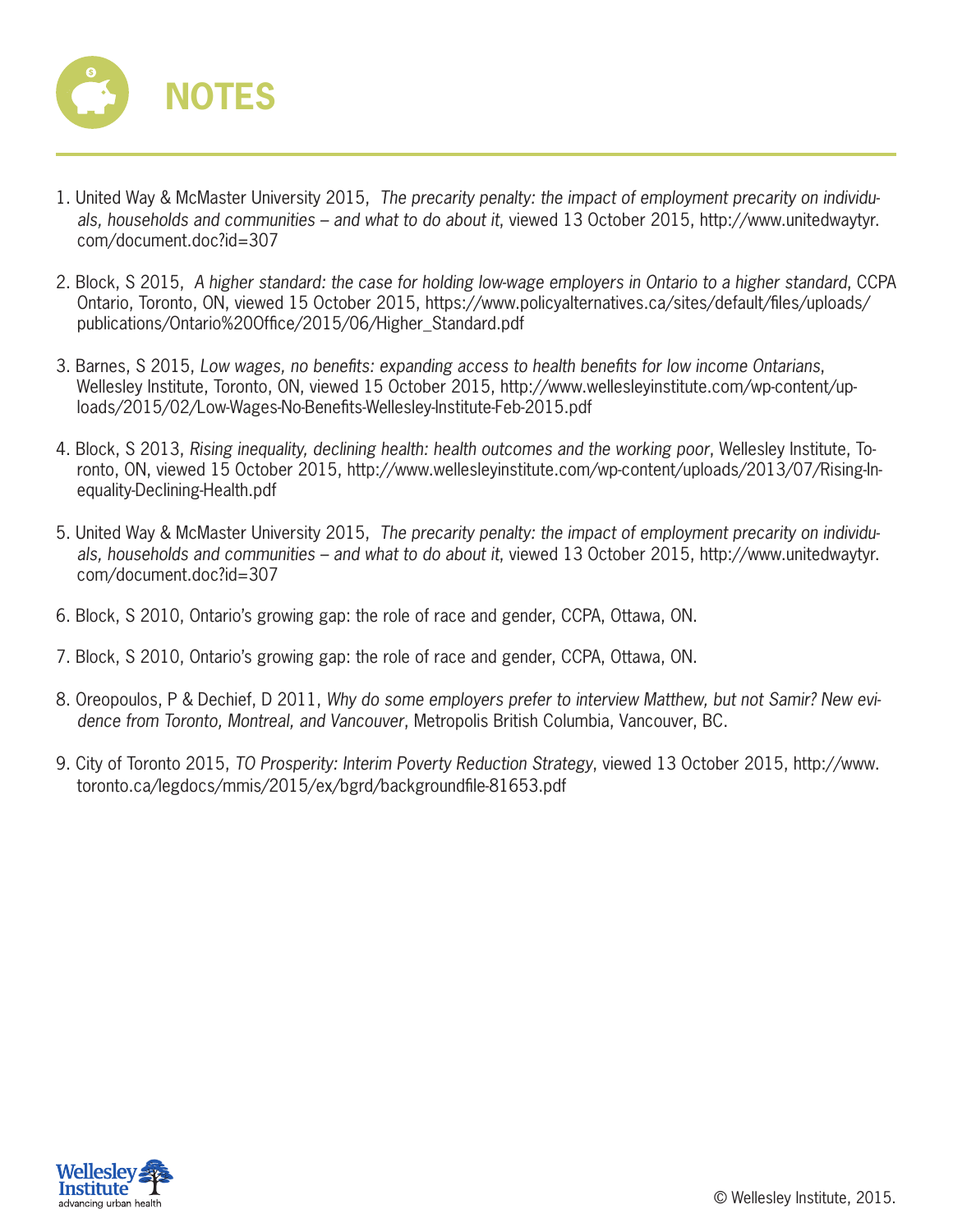# NOTES

1. United Way & McMaster University 2015, *The precarity penalty: the impact of employment precarity on individuals, households and communities – and what to do about it*, viewed 13 October 2015, http://www.unitedwaytyr.com/document.doc?id=307

2. Block, S 2015, *A higher standard: the case for holding low-wage employers in Ontario to a higher standard*, CCPA Ontario, Toronto, ON, viewed 15 October 2015, https://www.policyalternatives.ca/sites/default/files/uploads/publications/Ontario%20Office/2015/06/Higher_Standard.pdf

3. Barnes, S 2015, *Low wages, no benefits: expanding access to health benefits for low income Ontarians*, Wellesley Institute, Toronto, ON, viewed 15 October 2015, http://www.wellesleyinstitute.com/wp-content/uploads/2015/02/Low-Wages-No-Benefits-Wellesley-Institute-Feb-2015.pdf

4. Block, S 2013, *Rising inequality, declining health: health outcomes and the working poor*, Wellesley Institute, Toronto, ON, viewed 15 October 2015, http://www.wellesleyinstitute.com/wp-content/uploads/2013/07/Rising-Inequality-Declining-Health.pdf

5. United Way & McMaster University 2015, *The precarity penalty: the impact of employment precarity on individuals, households and communities – and what to do about it*, viewed 13 October 2015, http://www.unitedwaytyr.com/document.doc?id=307

6. Block, S 2010, Ontario's growing gap: the role of race and gender, CCPA, Ottawa, ON.

7. Block, S 2010, Ontario's growing gap: the role of race and gender, CCPA, Ottawa, ON.

8. Oreopoulos, P & Dechief, D 2011, *Why do some employers prefer to interview Matthew, but not Samir? New evidence from Toronto, Montreal, and Vancouver*, Metropolis British Columbia, Vancouver, BC.

9. City of Toronto 2015, *TO Prosperity: Interim Poverty Reduction Strategy*, viewed 13 October 2015, http://www.toronto.ca/legdocs/mmis/2015/ex/bgrd/backgroundfile-81653.pdf

© Wellesley Institute, 2015.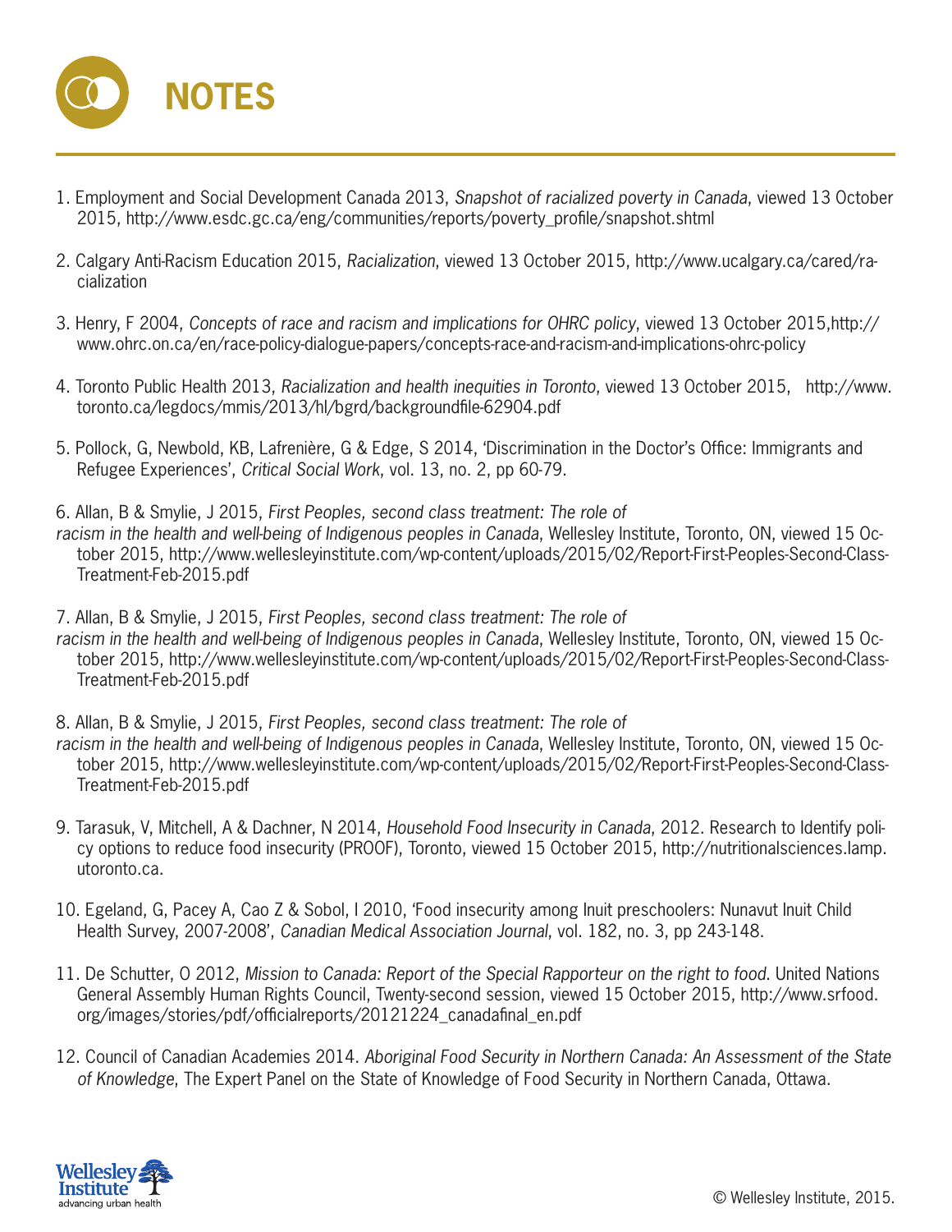# NOTES

1. Employment and Social Development Canada 2013, *Snapshot of racialized poverty in Canada*, viewed 13 October 2015, http://www.esdc.gc.ca/eng/communities/reports/poverty_profile/snapshot.shtml

2. Calgary Anti-Racism Education 2015, *Racialization*, viewed 13 October 2015, http://www.ucalgary.ca/cared/racialization

3. Henry, F 2004, *Concepts of race and racism and implications for OHRC policy*, viewed 13 October 2015,http://www.ohrc.on.ca/en/race-policy-dialogue-papers/concepts-race-and-racism-and-implications-ohrc-policy

4. Toronto Public Health 2013, *Racialization and health inequities in Toronto*, viewed 13 October 2015, http://www.toronto.ca/legdocs/mmis/2013/hl/bgrd/backgroundfile-62904.pdf

5. Pollock, G, Newbold, KB, Lafrenière, G & Edge, S 2014, 'Discrimination in the Doctor's Office: Immigrants and Refugee Experiences', *Critical Social Work*, vol. 13, no. 2, pp 60-79.

6. Allan, B & Smylie, J 2015, *First Peoples, second class treatment: The role of racism in the health and well-being of Indigenous peoples in Canada*, Wellesley Institute, Toronto, ON, viewed 15 October 2015, http://www.wellesleyinstitute.com/wp-content/uploads/2015/02/Report-First-Peoples-Second-Class-Treatment-Feb-2015.pdf

7. Allan, B & Smylie, J 2015, *First Peoples, second class treatment: The role of racism in the health and well-being of Indigenous peoples in Canada*, Wellesley Institute, Toronto, ON, viewed 15 October 2015, http://www.wellesleyinstitute.com/wp-content/uploads/2015/02/Report-First-Peoples-Second-Class-Treatment-Feb-2015.pdf

8. Allan, B & Smylie, J 2015, *First Peoples, second class treatment: The role of racism in the health and well-being of Indigenous peoples in Canada*, Wellesley Institute, Toronto, ON, viewed 15 October 2015, http://www.wellesleyinstitute.com/wp-content/uploads/2015/02/Report-First-Peoples-Second-Class-Treatment-Feb-2015.pdf

9. Tarasuk, V, Mitchell, A & Dachner, N 2014, *Household Food Insecurity in Canada*, 2012. Research to Identify policy options to reduce food insecurity (PROOF), Toronto, viewed 15 October 2015, http://nutritionalsciences.lamp.utoronto.ca.

10. Egeland, G, Pacey A, Cao Z & Sobol, I 2010, 'Food insecurity among Inuit preschoolers: Nunavut Inuit Child Health Survey, 2007-2008', *Canadian Medical Association Journal*, vol. 182, no. 3, pp 243-148.

11. De Schutter, O 2012, *Mission to Canada: Report of the Special Rapporteur on the right to food*. United Nations General Assembly Human Rights Council, Twenty-second session, viewed 15 October 2015, http://www.srfood.org/images/stories/pdf/officialreports/20121224_canadafinal_en.pdf

12. Council of Canadian Academies 2014. *Aboriginal Food Security in Northern Canada: An Assessment of the State of Knowledge*, The Expert Panel on the State of Knowledge of Food Security in Northern Canada, Ottawa.

© Wellesley Institute, 2015.